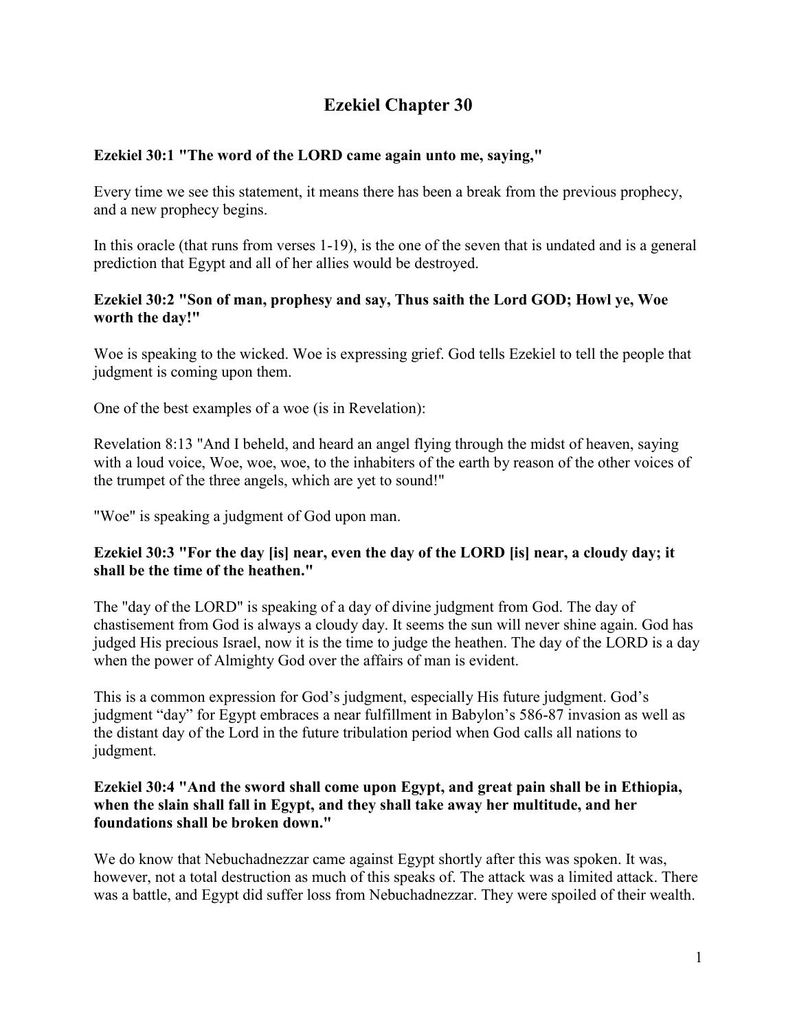# Ezekiel Chapter 30

**Ezekiel 30:1 "The word of the LORD came again unto me, saying,"**

Every time we see this statement, it means there has been a break from the previous prophecy, and a new prophecy begins.

In this oracle (that runs from verses 1-19), is the one of the seven that is undated and is a general prediction that Egypt and all of her allies would be destroyed.

**Ezekiel 30:2 "Son of man, prophesy and say, Thus saith the Lord GOD; Howl ye, Woe worth the day!"**

Woe is speaking to the wicked. Woe is expressing grief. God tells Ezekiel to tell the people that judgment is coming upon them.

One of the best examples of a woe (is in Revelation):

Revelation 8:13 "And I beheld, and heard an angel flying through the midst of heaven, saying with a loud voice, Woe, woe, woe, to the inhabiters of the earth by reason of the other voices of the trumpet of the three angels, which are yet to sound!"

"Woe" is speaking a judgment of God upon man.

**Ezekiel 30:3 "For the day [is] near, even the day of the LORD [is] near, a cloudy day; it shall be the time of the heathen."**

The "day of the LORD" is speaking of a day of divine judgment from God. The day of chastisement from God is always a cloudy day. It seems the sun will never shine again. God has judged His precious Israel, now it is the time to judge the heathen. The day of the LORD is a day when the power of Almighty God over the affairs of man is evident.

This is a common expression for God's judgment, especially His future judgment. God's judgment "day" for Egypt embraces a near fulfillment in Babylon's 586-87 invasion as well as the distant day of the Lord in the future tribulation period when God calls all nations to judgment.

**Ezekiel 30:4 "And the sword shall come upon Egypt, and great pain shall be in Ethiopia, when the slain shall fall in Egypt, and they shall take away her multitude, and her foundations shall be broken down."**

We do know that Nebuchadnezzar came against Egypt shortly after this was spoken. It was, however, not a total destruction as much of this speaks of. The attack was a limited attack. There was a battle, and Egypt did suffer loss from Nebuchadnezzar. They were spoiled of their wealth.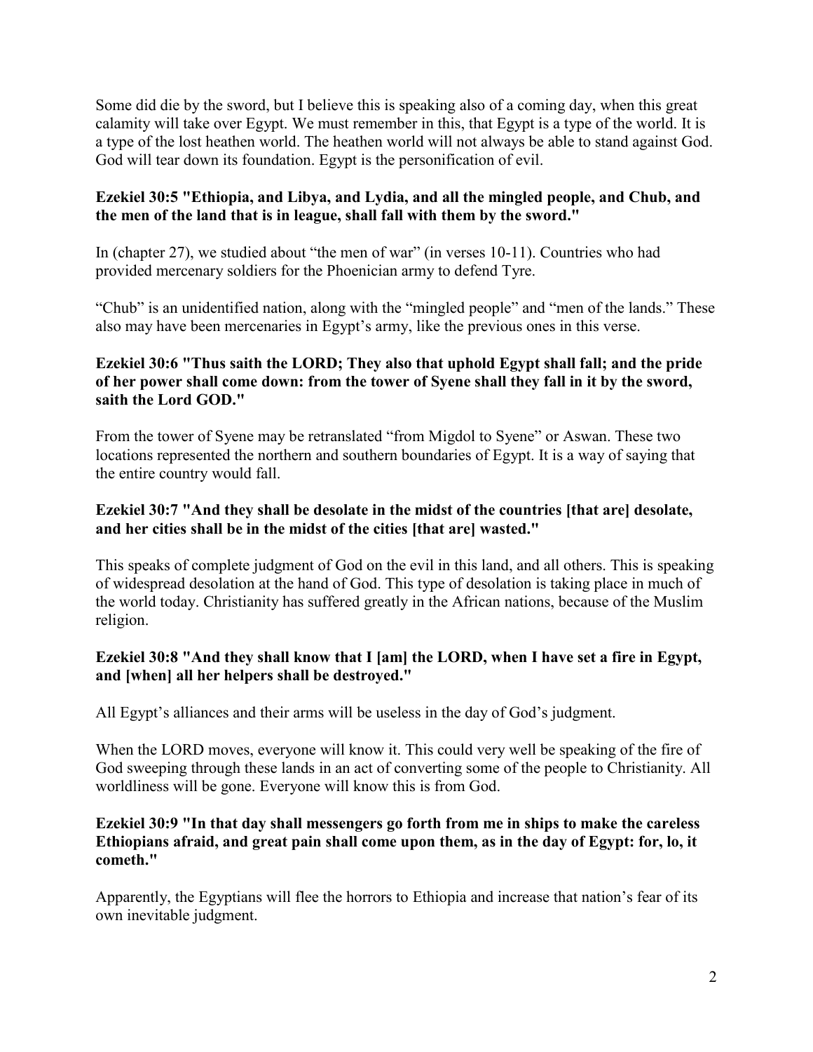Some did die by the sword, but I believe this is speaking also of a coming day, when this great calamity will take over Egypt. We must remember in this, that Egypt is a type of the world. It is a type of the lost heathen world. The heathen world will not always be able to stand against God. God will tear down its foundation. Egypt is the personification of evil.

**Ezekiel 30:5 "Ethiopia, and Libya, and Lydia, and all the mingled people, and Chub, and the men of the land that is in league, shall fall with them by the sword."**

In (chapter 27), we studied about "the men of war" (in verses 10-11). Countries who had provided mercenary soldiers for the Phoenician army to defend Tyre.

"Chub" is an unidentified nation, along with the "mingled people" and "men of the lands." These also may have been mercenaries in Egypt's army, like the previous ones in this verse.

**Ezekiel 30:6 "Thus saith the LORD; They also that uphold Egypt shall fall; and the pride of her power shall come down: from the tower of Syene shall they fall in it by the sword, saith the Lord GOD."**

From the tower of Syene may be retranslated "from Migdol to Syene" or Aswan. These two locations represented the northern and southern boundaries of Egypt. It is a way of saying that the entire country would fall.

**Ezekiel 30:7 "And they shall be desolate in the midst of the countries [that are] desolate, and her cities shall be in the midst of the cities [that are] wasted."**

This speaks of complete judgment of God on the evil in this land, and all others. This is speaking of widespread desolation at the hand of God. This type of desolation is taking place in much of the world today. Christianity has suffered greatly in the African nations, because of the Muslim religion.

**Ezekiel 30:8 "And they shall know that I [am] the LORD, when I have set a fire in Egypt, and [when] all her helpers shall be destroyed."**

All Egypt's alliances and their arms will be useless in the day of God's judgment.

When the LORD moves, everyone will know it. This could very well be speaking of the fire of God sweeping through these lands in an act of converting some of the people to Christianity. All worldliness will be gone. Everyone will know this is from God.

**Ezekiel 30:9 "In that day shall messengers go forth from me in ships to make the careless Ethiopians afraid, and great pain shall come upon them, as in the day of Egypt: for, lo, it cometh."**

Apparently, the Egyptians will flee the horrors to Ethiopia and increase that nation's fear of its own inevitable judgment.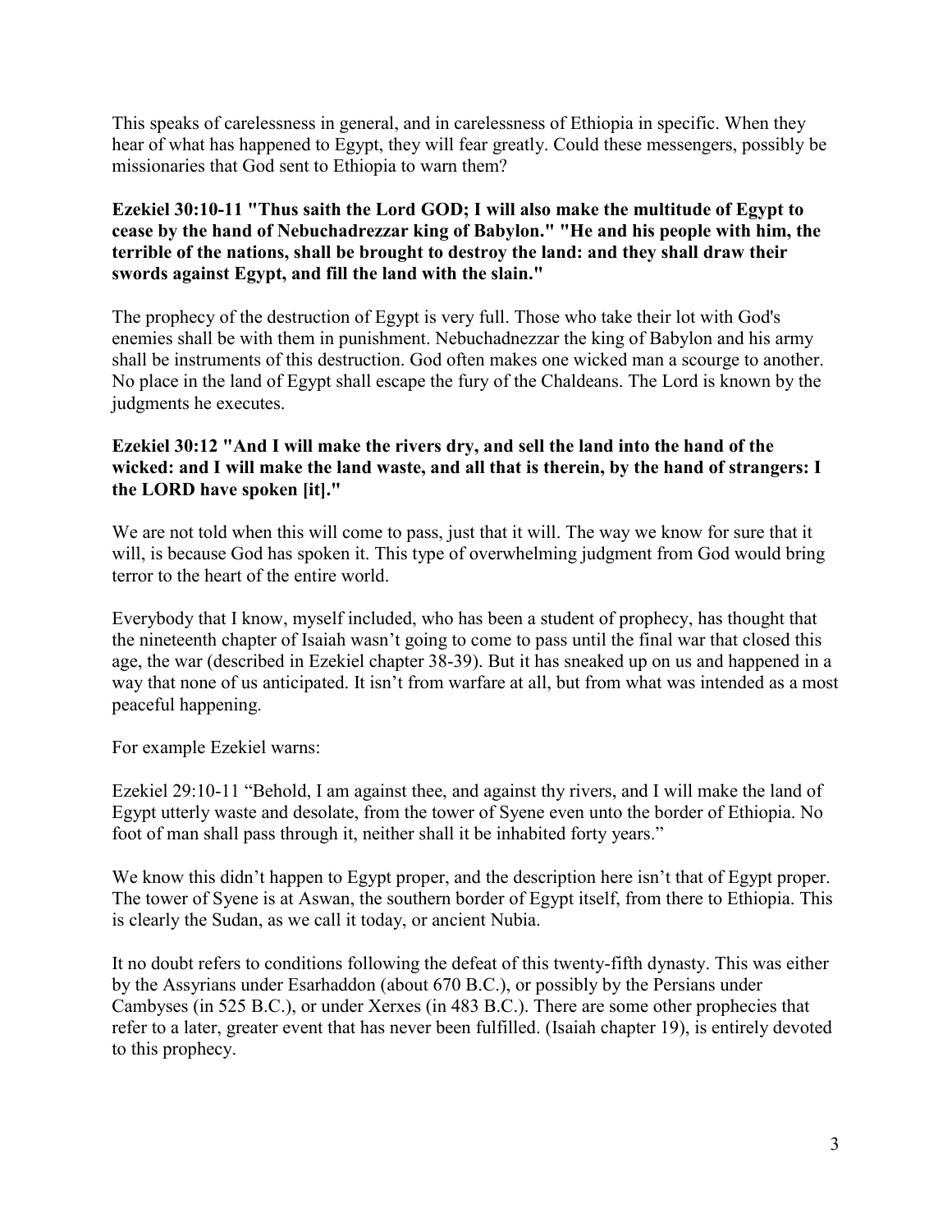This speaks of carelessness in general, and in carelessness of Ethiopia in specific. When they hear of what has happened to Egypt, they will fear greatly. Could these messengers, possibly be missionaries that God sent to Ethiopia to warn them?

**Ezekiel 30:10-11 "Thus saith the Lord GOD; I will also make the multitude of Egypt to cease by the hand of Nebuchadrezzar king of Babylon." "He and his people with him, the terrible of the nations, shall be brought to destroy the land: and they shall draw their swords against Egypt, and fill the land with the slain."**

The prophecy of the destruction of Egypt is very full. Those who take their lot with God's enemies shall be with them in punishment. Nebuchadnezzar the king of Babylon and his army shall be instruments of this destruction. God often makes one wicked man a scourge to another. No place in the land of Egypt shall escape the fury of the Chaldeans. The Lord is known by the judgments he executes.

**Ezekiel 30:12 "And I will make the rivers dry, and sell the land into the hand of the wicked: and I will make the land waste, and all that is therein, by the hand of strangers: I the LORD have spoken [it]."**

We are not told when this will come to pass, just that it will. The way we know for sure that it will, is because God has spoken it. This type of overwhelming judgment from God would bring terror to the heart of the entire world.

Everybody that I know, myself included, who has been a student of prophecy, has thought that the nineteenth chapter of Isaiah wasn't going to come to pass until the final war that closed this age, the war (described in Ezekiel chapter 38-39). But it has sneaked up on us and happened in a way that none of us anticipated. It isn't from warfare at all, but from what was intended as a most peaceful happening.

For example Ezekiel warns:

Ezekiel 29:10-11 "Behold, I am against thee, and against thy rivers, and I will make the land of Egypt utterly waste and desolate, from the tower of Syene even unto the border of Ethiopia. No foot of man shall pass through it, neither shall it be inhabited forty years."

We know this didn't happen to Egypt proper, and the description here isn't that of Egypt proper. The tower of Syene is at Aswan, the southern border of Egypt itself, from there to Ethiopia. This is clearly the Sudan, as we call it today, or ancient Nubia.

It no doubt refers to conditions following the defeat of this twenty-fifth dynasty. This was either by the Assyrians under Esarhaddon (about 670 B.C.), or possibly by the Persians under Cambyses (in 525 B.C.), or under Xerxes (in 483 B.C.). There are some other prophecies that refer to a later, greater event that has never been fulfilled. (Isaiah chapter 19), is entirely devoted to this prophecy.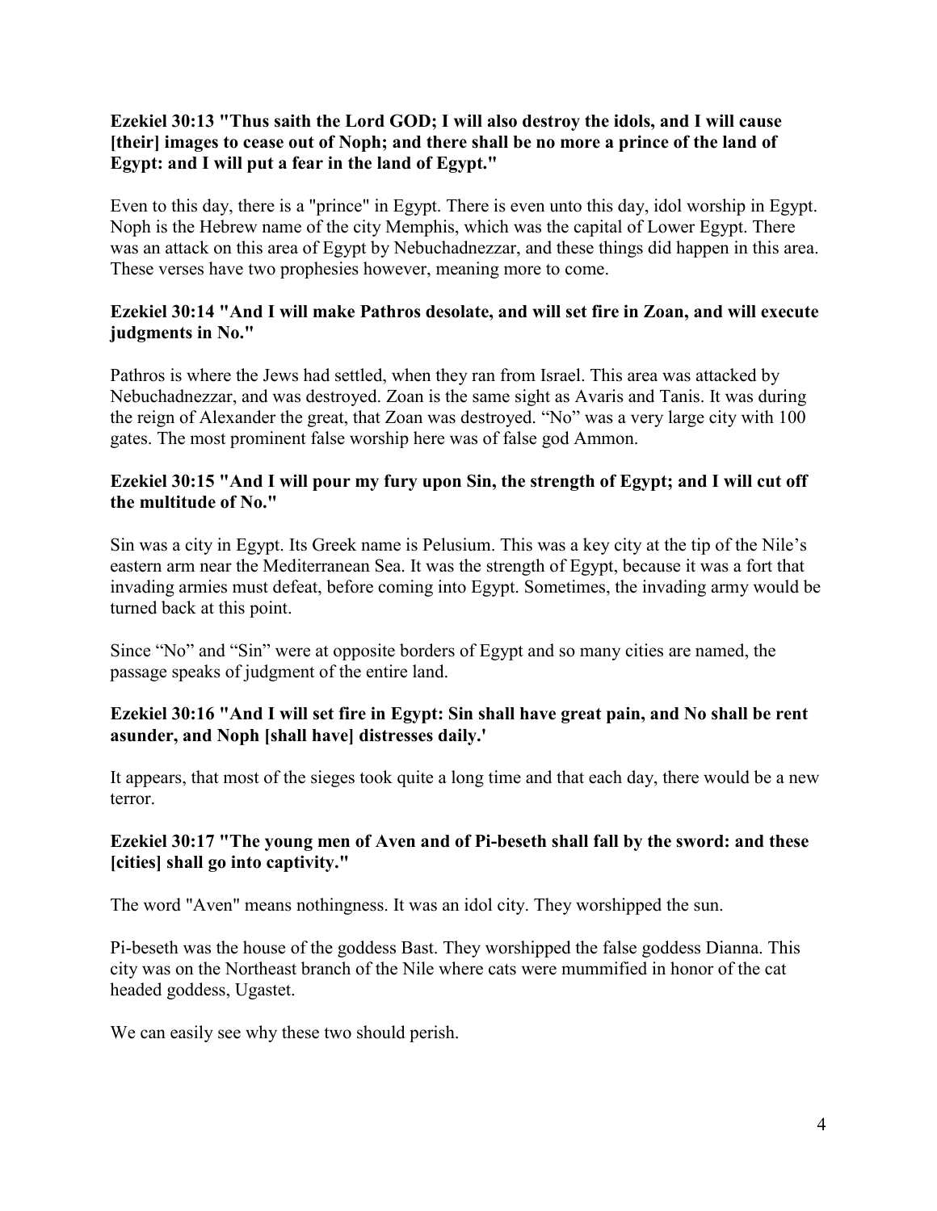**Ezekiel 30:13 "Thus saith the Lord GOD; I will also destroy the idols, and I will cause [their] images to cease out of Noph; and there shall be no more a prince of the land of Egypt: and I will put a fear in the land of Egypt."**

Even to this day, there is a "prince" in Egypt. There is even unto this day, idol worship in Egypt. Noph is the Hebrew name of the city Memphis, which was the capital of Lower Egypt. There was an attack on this area of Egypt by Nebuchadnezzar, and these things did happen in this area. These verses have two prophesies however, meaning more to come.

**Ezekiel 30:14 "And I will make Pathros desolate, and will set fire in Zoan, and will execute judgments in No."**

Pathros is where the Jews had settled, when they ran from Israel. This area was attacked by Nebuchadnezzar, and was destroyed. Zoan is the same sight as Avaris and Tanis. It was during the reign of Alexander the great, that Zoan was destroyed. "No" was a very large city with 100 gates. The most prominent false worship here was of false god Ammon.

**Ezekiel 30:15 "And I will pour my fury upon Sin, the strength of Egypt; and I will cut off the multitude of No."**

Sin was a city in Egypt. Its Greek name is Pelusium. This was a key city at the tip of the Nile's eastern arm near the Mediterranean Sea. It was the strength of Egypt, because it was a fort that invading armies must defeat, before coming into Egypt. Sometimes, the invading army would be turned back at this point.

Since "No" and "Sin" were at opposite borders of Egypt and so many cities are named, the passage speaks of judgment of the entire land.

**Ezekiel 30:16 "And I will set fire in Egypt: Sin shall have great pain, and No shall be rent asunder, and Noph [shall have] distresses daily.'**

It appears, that most of the sieges took quite a long time and that each day, there would be a new terror.

**Ezekiel 30:17 "The young men of Aven and of Pi-beseth shall fall by the sword: and these [cities] shall go into captivity."**

The word "Aven" means nothingness. It was an idol city. They worshipped the sun.

Pi-beseth was the house of the goddess Bast. They worshipped the false goddess Dianna. This city was on the Northeast branch of the Nile where cats were mummified in honor of the cat headed goddess, Ugastet.

We can easily see why these two should perish.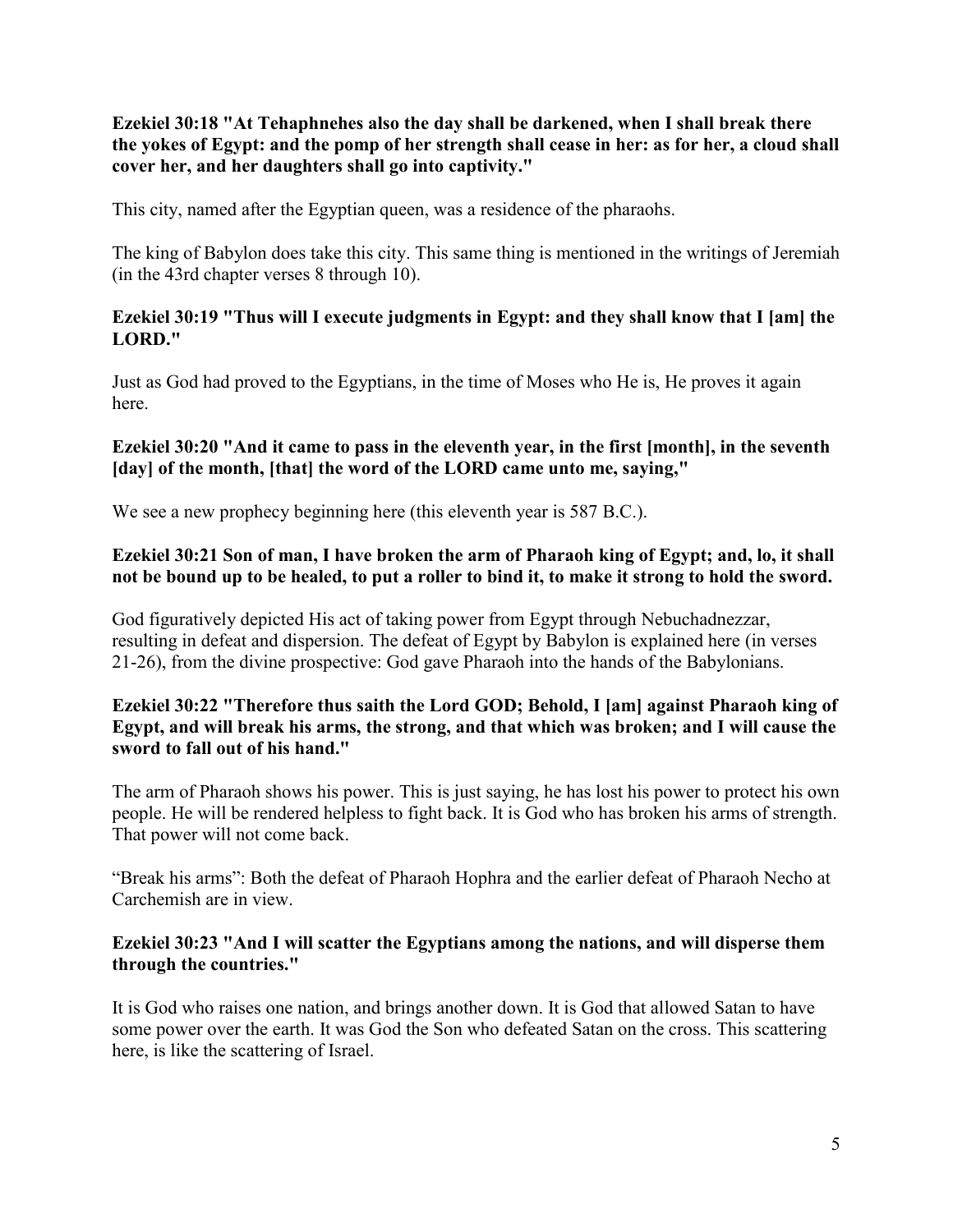**Ezekiel 30:18 "At Tehaphnehes also the day shall be darkened, when I shall break there the yokes of Egypt: and the pomp of her strength shall cease in her: as for her, a cloud shall cover her, and her daughters shall go into captivity."**

This city, named after the Egyptian queen, was a residence of the pharaohs.

The king of Babylon does take this city. This same thing is mentioned in the writings of Jeremiah (in the 43rd chapter verses 8 through 10).

**Ezekiel 30:19 "Thus will I execute judgments in Egypt: and they shall know that I [am] the LORD."**

Just as God had proved to the Egyptians, in the time of Moses who He is, He proves it again here.

**Ezekiel 30:20 "And it came to pass in the eleventh year, in the first [month], in the seventh [day] of the month, [that] the word of the LORD came unto me, saying,"**

We see a new prophecy beginning here (this eleventh year is 587 B.C.).

**Ezekiel 30:21 Son of man, I have broken the arm of Pharaoh king of Egypt; and, lo, it shall not be bound up to be healed, to put a roller to bind it, to make it strong to hold the sword.**

God figuratively depicted His act of taking power from Egypt through Nebuchadnezzar, resulting in defeat and dispersion. The defeat of Egypt by Babylon is explained here (in verses 21-26), from the divine prospective: God gave Pharaoh into the hands of the Babylonians.

**Ezekiel 30:22 "Therefore thus saith the Lord GOD; Behold, I [am] against Pharaoh king of Egypt, and will break his arms, the strong, and that which was broken; and I will cause the sword to fall out of his hand."**

The arm of Pharaoh shows his power. This is just saying, he has lost his power to protect his own people. He will be rendered helpless to fight back. It is God who has broken his arms of strength. That power will not come back.

"Break his arms": Both the defeat of Pharaoh Hophra and the earlier defeat of Pharaoh Necho at Carchemish are in view.

**Ezekiel 30:23 "And I will scatter the Egyptians among the nations, and will disperse them through the countries."**

It is God who raises one nation, and brings another down. It is God that allowed Satan to have some power over the earth. It was God the Son who defeated Satan on the cross. This scattering here, is like the scattering of Israel.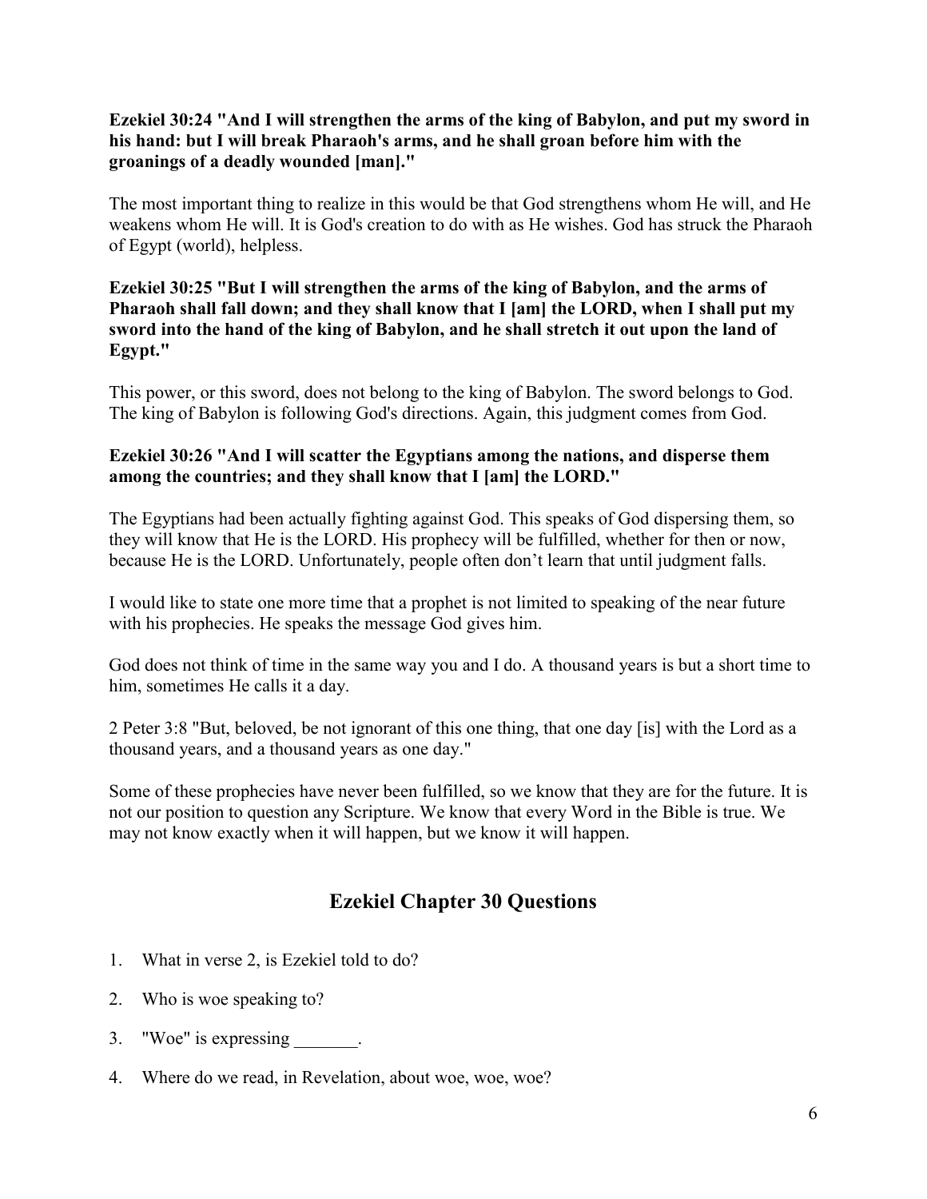**Ezekiel 30:24 "And I will strengthen the arms of the king of Babylon, and put my sword in his hand: but I will break Pharaoh's arms, and he shall groan before him with the groanings of a deadly wounded [man]."**

The most important thing to realize in this would be that God strengthens whom He will, and He weakens whom He will. It is God's creation to do with as He wishes. God has struck the Pharaoh of Egypt (world), helpless.

**Ezekiel 30:25 "But I will strengthen the arms of the king of Babylon, and the arms of Pharaoh shall fall down; and they shall know that I [am] the LORD, when I shall put my sword into the hand of the king of Babylon, and he shall stretch it out upon the land of Egypt."**

This power, or this sword, does not belong to the king of Babylon. The sword belongs to God. The king of Babylon is following God's directions. Again, this judgment comes from God.

**Ezekiel 30:26 "And I will scatter the Egyptians among the nations, and disperse them among the countries; and they shall know that I [am] the LORD."**

The Egyptians had been actually fighting against God. This speaks of God dispersing them, so they will know that He is the LORD. His prophecy will be fulfilled, whether for then or now, because He is the LORD. Unfortunately, people often don't learn that until judgment falls.

I would like to state one more time that a prophet is not limited to speaking of the near future with his prophecies. He speaks the message God gives him.

God does not think of time in the same way you and I do. A thousand years is but a short time to him, sometimes He calls it a day.

2 Peter 3:8 "But, beloved, be not ignorant of this one thing, that one day [is] with the Lord as a thousand years, and a thousand years as one day."

Some of these prophecies have never been fulfilled, so we know that they are for the future. It is not our position to question any Scripture. We know that every Word in the Bible is true. We may not know exactly when it will happen, but we know it will happen.

## Ezekiel Chapter 30 Questions

1. What in verse 2, is Ezekiel told to do?
2. Who is woe speaking to?
3. "Woe" is expressing _______.
4. Where do we read, in Revelation, about woe, woe, woe?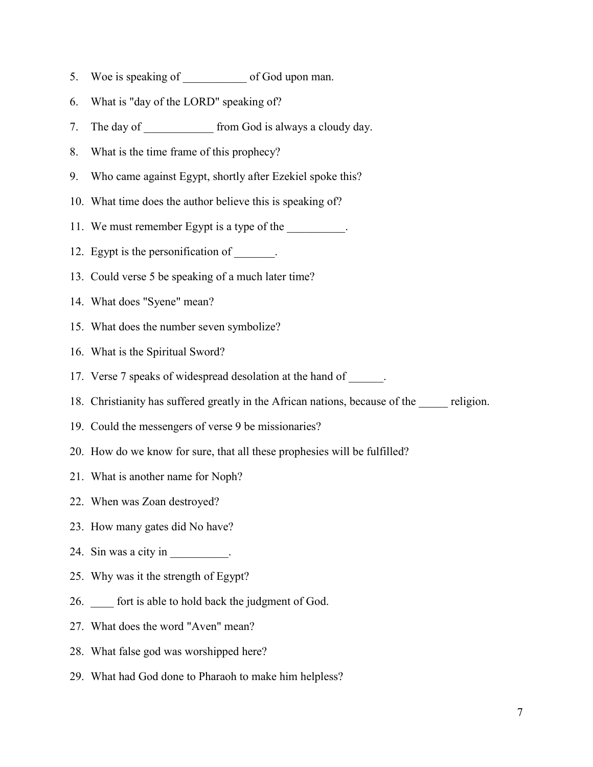5. Woe is speaking of ___________ of God upon man.
6. What is "day of the LORD" speaking of?
7. The day of ____________ from God is always a cloudy day.
8. What is the time frame of this prophecy?
9. Who came against Egypt, shortly after Ezekiel spoke this?
10. What time does the author believe this is speaking of?
11. We must remember Egypt is a type of the __________.
12. Egypt is the personification of _______.
13. Could verse 5 be speaking of a much later time?
14. What does "Syene" mean?
15. What does the number seven symbolize?
16. What is the Spiritual Sword?
17. Verse 7 speaks of widespread desolation at the hand of ______.
18. Christianity has suffered greatly in the African nations, because of the _____ religion.
19. Could the messengers of verse 9 be missionaries?
20. How do we know for sure, that all these prophesies will be fulfilled?
21. What is another name for Noph?
22. When was Zoan destroyed?
23. How many gates did No have?
24. Sin was a city in __________.
25. Why was it the strength of Egypt?
26. ____ fort is able to hold back the judgment of God.
27. What does the word "Aven" mean?
28. What false god was worshipped here?
29. What had God done to Pharaoh to make him helpless?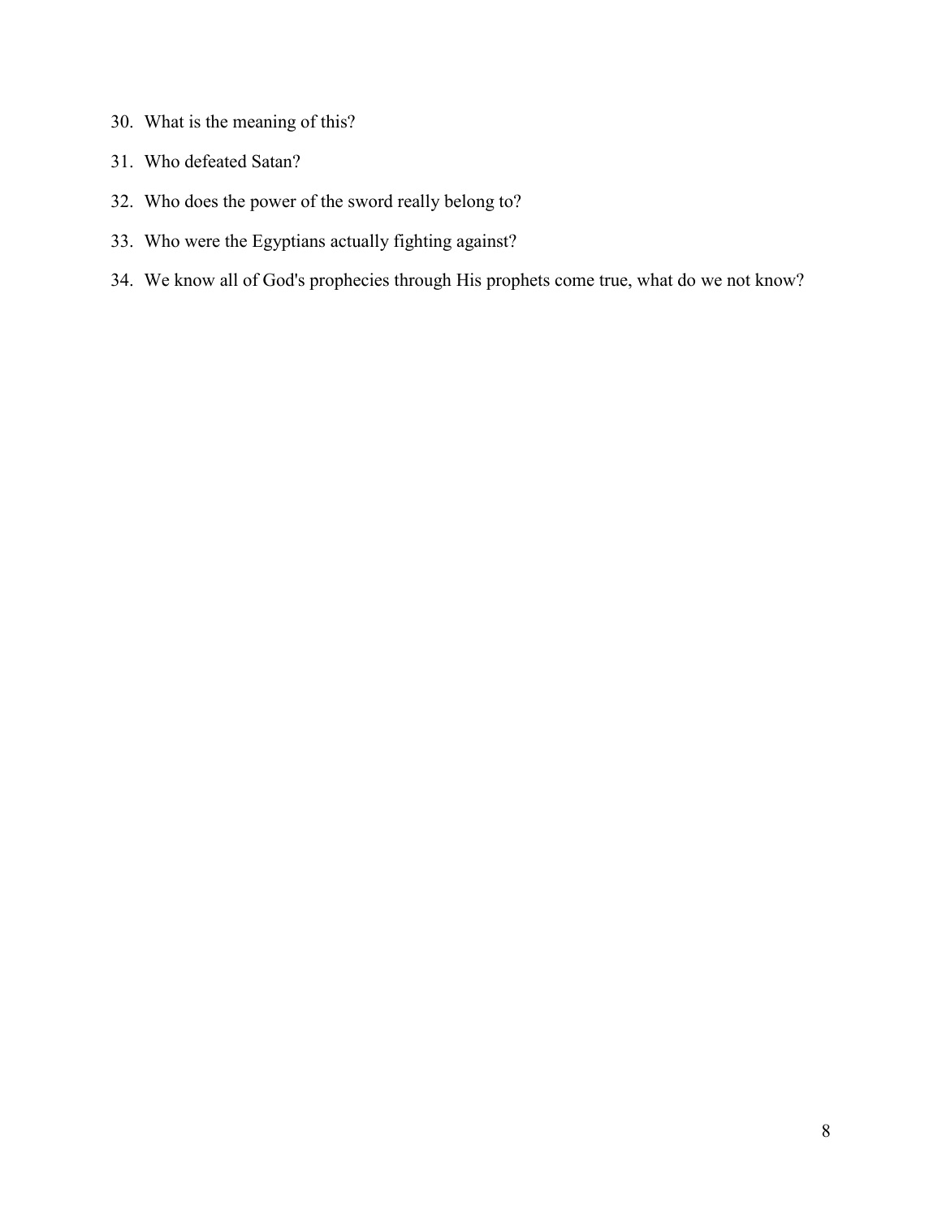30. What is the meaning of this?
31. Who defeated Satan?
32. Who does the power of the sword really belong to?
33. Who were the Egyptians actually fighting against?
34. We know all of God's prophecies through His prophets come true, what do we not know?